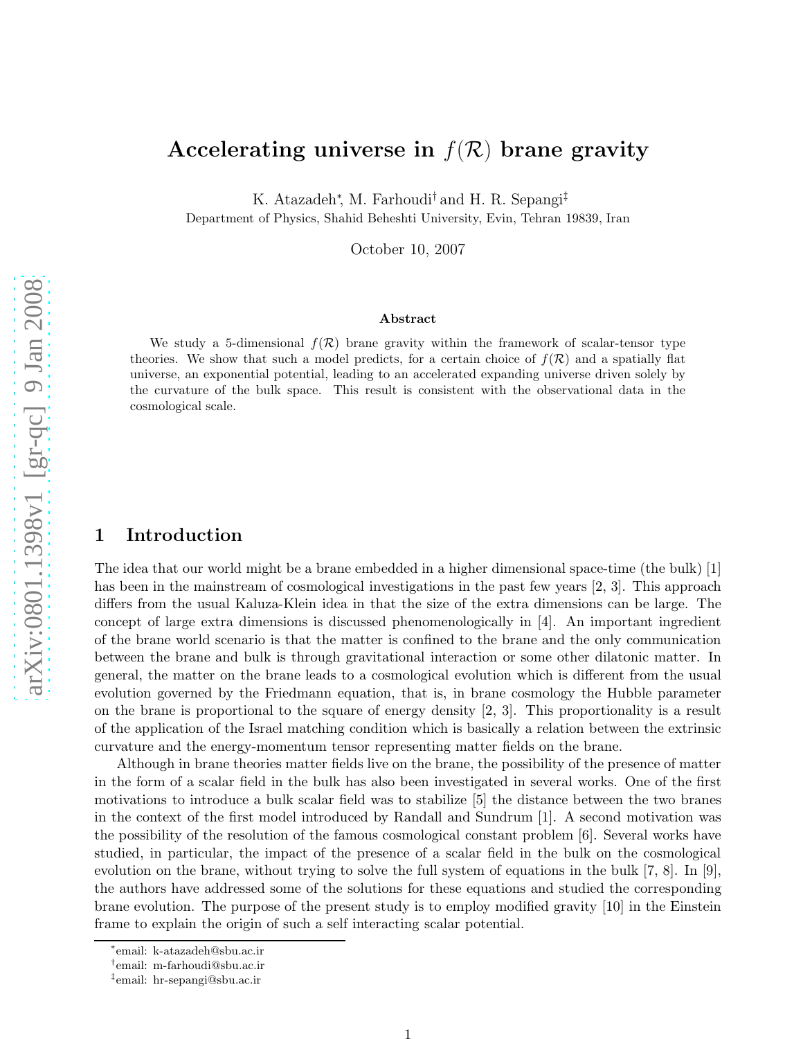# Accelerating universe in $f(\mathcal{R})$ brane gravity

K. Atazadeh*, M. Farhoudi† and H. R. Sepangi‡

Department of Physics, Shahid Beheshti University, Evin, Tehran 19839, Iran

October 10, 2007

### Abstract

We study a 5-dimensional $f(\mathcal{R})$ brane gravity within the framework of scalar-tensor type theories. We show that such a model predicts, for a certain choice of $f(\mathcal{R})$ and a spatially flat universe, an exponential potential, leading to an accelerated expanding universe driven solely by the curvature of the bulk space. This result is consistent with the observational data in the cosmological scale.

## 1 Introduction

The idea that our world might be a brane embedded in a higher dimensional space-time (the bulk) [1] has been in the mainstream of cosmological investigations in the past few years [2, 3]. This approach differs from the usual Kaluza-Klein idea in that the size of the extra dimensions can be large. The concept of large extra dimensions is discussed phenomenologically in [4]. An important ingredient of the brane world scenario is that the matter is confined to the brane and the only communication between the brane and bulk is through gravitational interaction or some other dilatonic matter. In general, the matter on the brane leads to a cosmological evolution which is different from the usual evolution governed by the Friedmann equation, that is, in brane cosmology the Hubble parameter on the brane is proportional to the square of energy density [2, 3]. This proportionality is a result of the application of the Israel matching condition which is basically a relation between the extrinsic curvature and the energy-momentum tensor representing matter fields on the brane.

Although in brane theories matter fields live on the brane, the possibility of the presence of matter in the form of a scalar field in the bulk has also been investigated in several works. One of the first motivations to introduce a bulk scalar field was to stabilize [5] the distance between the two branes in the context of the first model introduced by Randall and Sundrum [1]. A second motivation was the possibility of the resolution of the famous cosmological constant problem [6]. Several works have studied, in particular, the impact of the presence of a scalar field in the bulk on the cosmological evolution on the brane, without trying to solve the full system of equations in the bulk [7, 8]. In [9], the authors have addressed some of the solutions for these equations and studied the corresponding brane evolution. The purpose of the present study is to employ modified gravity [10] in the Einstein frame to explain the origin of such a self interacting scalar potential.

*email: k-atazadeh@sbu.ac.ir

†email: m-farhoudi@sbu.ac.ir

‡email: hr-sepangi@sbu.ac.ir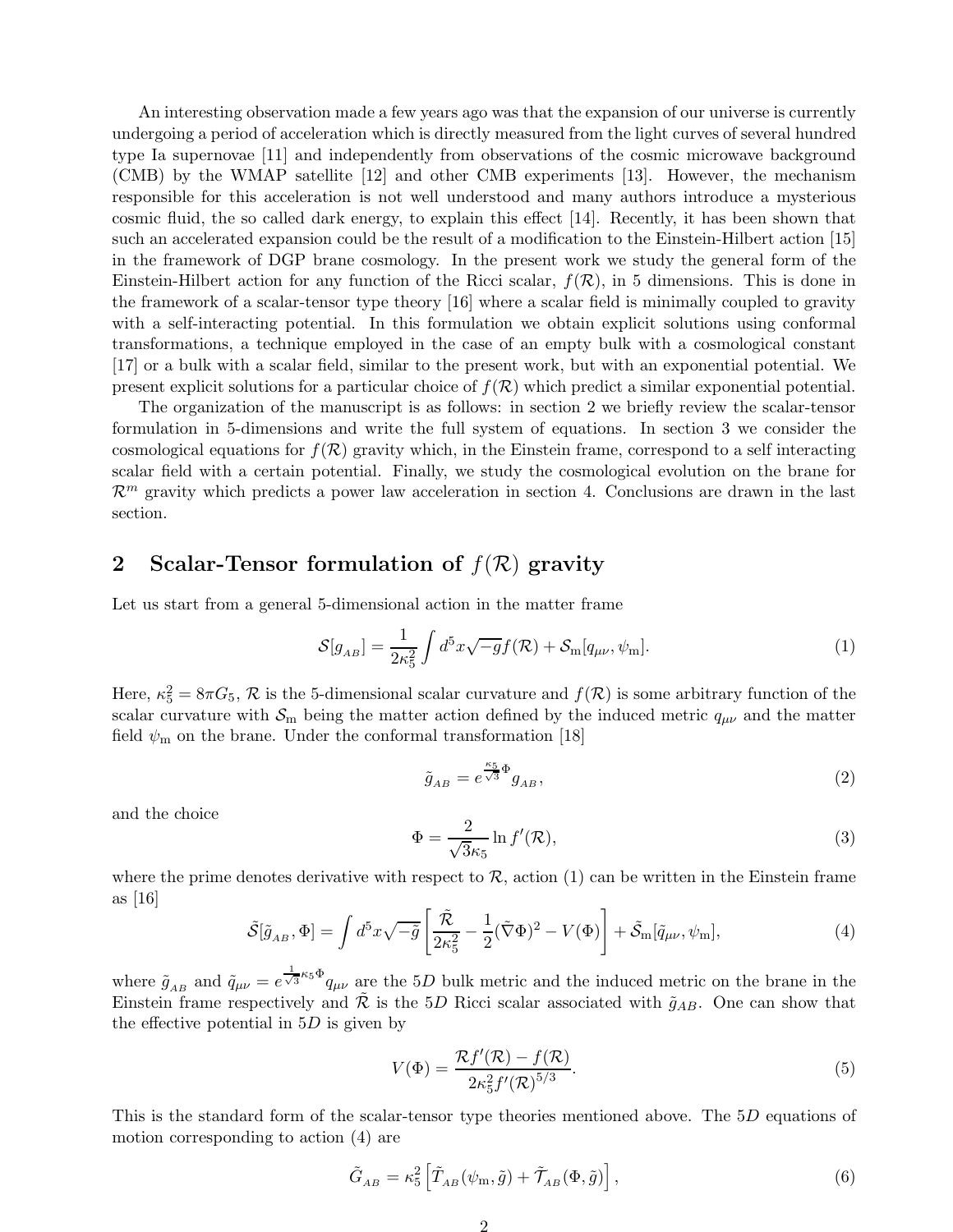An interesting observation made a few years ago was that the expansion of our universe is currently undergoing a period of acceleration which is directly measured from the light curves of several hundred type Ia supernovae [11] and independently from observations of the cosmic microwave background (CMB) by the WMAP satellite [12] and other CMB experiments [13]. However, the mechanism responsible for this acceleration is not well understood and many authors introduce a mysterious cosmic fluid, the so called dark energy, to explain this effect [14]. Recently, it has been shown that such an accelerated expansion could be the result of a modification to the Einstein-Hilbert action [15] in the framework of DGP brane cosmology. In the present work we study the general form of the Einstein-Hilbert action for any function of the Ricci scalar, $f(\mathcal{R})$, in 5 dimensions. This is done in the framework of a scalar-tensor type theory [16] where a scalar field is minimally coupled to gravity with a self-interacting potential. In this formulation we obtain explicit solutions using conformal transformations, a technique employed in the case of an empty bulk with a cosmological constant [17] or a bulk with a scalar field, similar to the present work, but with an exponential potential. We present explicit solutions for a particular choice of $f(\mathcal{R})$ which predict a similar exponential potential.

The organization of the manuscript is as follows: in section 2 we briefly review the scalar-tensor formulation in 5-dimensions and write the full system of equations. In section 3 we consider the cosmological equations for $f(\mathcal{R})$ gravity which, in the Einstein frame, correspond to a self interacting scalar field with a certain potential. Finally, we study the cosmological evolution on the brane for $\mathcal{R}^m$ gravity which predicts a power law acceleration in section 4. Conclusions are drawn in the last section.

## 2 Scalar-Tensor formulation of $f(\mathcal{R})$ gravity

Let us start from a general 5-dimensional action in the matter frame

$$\mathcal{S}[g_{AB}] = \frac{1}{2\kappa_5^2}\int d^5x\sqrt{-g}f(\mathcal{R}) + \mathcal{S}_{\rm m}[q_{\mu\nu}, \psi_{\rm m}]. \tag{1}$$

Here, $\kappa_5^2 = 8\pi G_5$, $\mathcal{R}$ is the 5-dimensional scalar curvature and $f(\mathcal{R})$ is some arbitrary function of the scalar curvature with $\mathcal{S}_{\rm m}$ being the matter action defined by the induced metric $q_{\mu\nu}$ and the matter field $\psi_{\rm m}$ on the brane. Under the conformal transformation [18]

$$\tilde{g}_{AB} = e^{\frac{\kappa_5}{\sqrt{3}}\Phi}g_{AB}, \tag{2}$$

and the choice

$$\Phi = \frac{2}{\sqrt{3}\kappa_5}\ln f'(\mathcal{R}), \tag{3}$$

where the prime denotes derivative with respect to $\mathcal{R}$, action (1) can be written in the Einstein frame as [16]

$$\tilde{\mathcal{S}}[\tilde{g}_{AB}, \Phi] = \int d^5x\sqrt{-\tilde{g}}\left[\frac{\tilde{\mathcal{R}}}{2\kappa_5^2} - \frac{1}{2}(\tilde{\nabla}\Phi)^2 - V(\Phi)\right] + \tilde{\mathcal{S}}_{\rm m}[\tilde{q}_{\mu\nu}, \psi_{\rm m}], \tag{4}$$

where $\tilde{g}_{AB}$ and $\tilde{q}_{\mu\nu} = e^{\frac{1}{\sqrt{3}}\kappa_5\Phi}q_{\mu\nu}$ are the $5D$ bulk metric and the induced metric on the brane in the Einstein frame respectively and $\tilde{\mathcal{R}}$ is the $5D$ Ricci scalar associated with $\tilde{g}_{AB}$. One can show that the effective potential in $5D$ is given by

$$V(\Phi) = \frac{\mathcal{R}f'(\mathcal{R}) - f(\mathcal{R})}{2\kappa_5^2 f'(\mathcal{R})^{5/3}}. \tag{5}$$

This is the standard form of the scalar-tensor type theories mentioned above. The $5D$ equations of motion corresponding to action (4) are

$$\tilde{G}_{AB} = \kappa_5^2\left[\tilde{T}_{AB}(\psi_{\rm m}, \tilde{g}) + \tilde{\mathcal{T}}_{AB}(\Phi, \tilde{g})\right], \tag{6}$$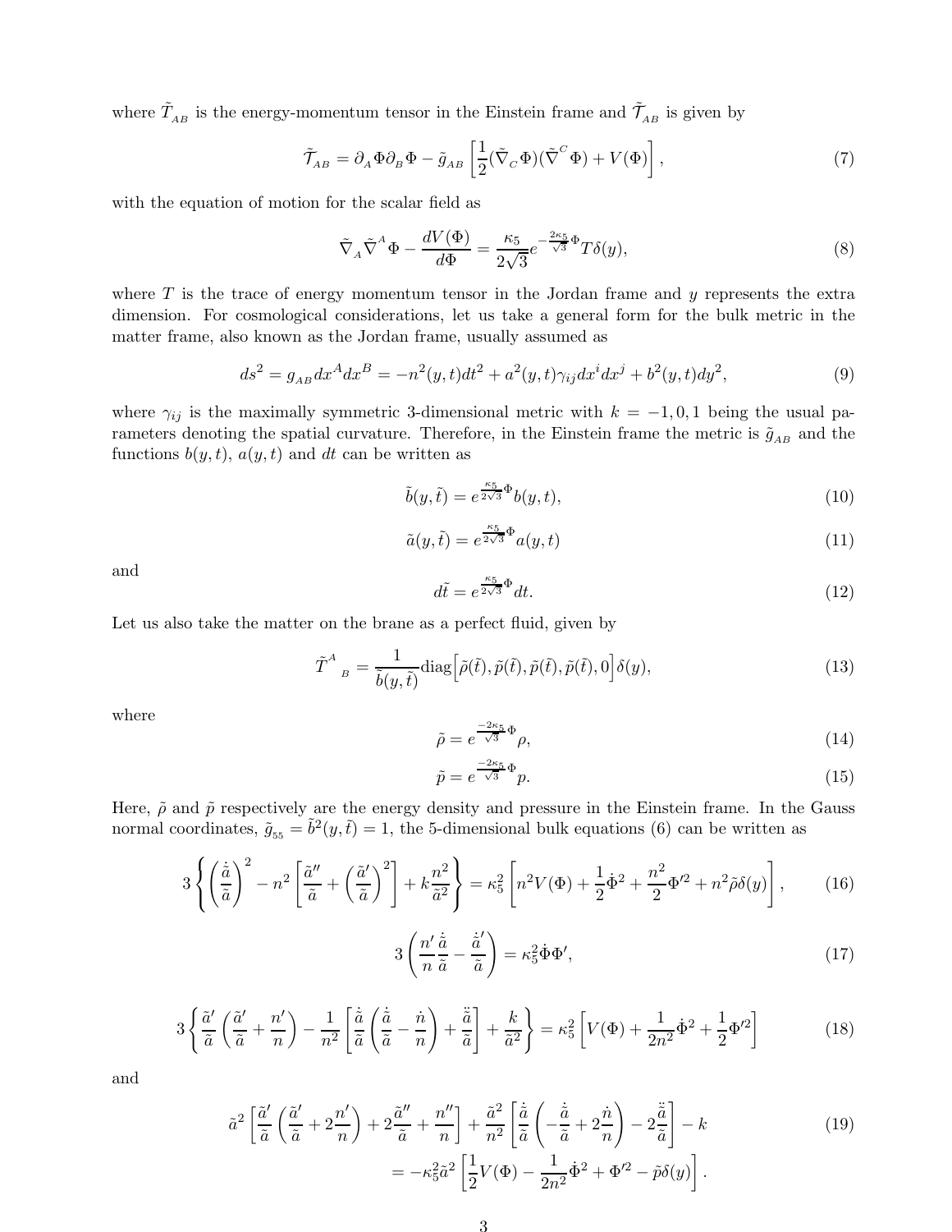where $\tilde{T}_{AB}$ is the energy-momentum tensor in the Einstein frame and $\tilde{\mathcal{T}}_{AB}$ is given by

$$\tilde{\mathcal{T}}_{AB} = \partial_A \Phi \partial_B \Phi - \tilde{g}_{AB} \left[ \frac{1}{2} (\tilde{\nabla}_C \Phi)(\tilde{\nabla}^C \Phi) + V(\Phi) \right], \tag{7}$$

with the equation of motion for the scalar field as

$$\tilde{\nabla}_A \tilde{\nabla}^A \Phi - \frac{dV(\Phi)}{d\Phi} = \frac{\kappa_5}{2\sqrt{3}} e^{-\frac{2\kappa_5}{\sqrt{3}}\Phi} T \delta(y), \tag{8}$$

where $T$ is the trace of energy momentum tensor in the Jordan frame and $y$ represents the extra dimension. For cosmological considerations, let us take a general form for the bulk metric in the matter frame, also known as the Jordan frame, usually assumed as

$$ds^2 = g_{AB} dx^A dx^B = -n^2(y,t)dt^2 + a^2(y,t)\gamma_{ij} dx^i dx^j + b^2(y,t)dy^2, \tag{9}$$

where $\gamma_{ij}$ is the maximally symmetric 3-dimensional metric with $k = -1, 0, 1$ being the usual parameters denoting the spatial curvature. Therefore, in the Einstein frame the metric is $\tilde{g}_{AB}$ and the functions $b(y,t)$, $a(y,t)$ and $dt$ can be written as

$$\tilde{b}(y,\tilde{t}) = e^{\frac{\kappa_5}{2\sqrt{3}}\Phi} b(y,t), \tag{10}$$

$$\tilde{a}(y,\tilde{t}) = e^{\frac{\kappa_5}{2\sqrt{3}}\Phi} a(y,t) \tag{11}$$

and

$$d\tilde{t} = e^{\frac{\kappa_5}{2\sqrt{3}}\Phi} dt. \tag{12}$$

Let us also take the matter on the brane as a perfect fluid, given by

$$\tilde{T}^A{}_B = \frac{1}{\tilde{b}(y,\tilde{t})} \text{diag}\Big[\tilde{\rho}(\tilde{t}), \tilde{p}(\tilde{t}), \tilde{p}(\tilde{t}), \tilde{p}(\tilde{t}), 0\Big] \delta(y), \tag{13}$$

where

$$\tilde{\rho} = e^{\frac{-2\kappa_5}{\sqrt{3}}\Phi} \rho, \tag{14}$$

$$\tilde{p} = e^{\frac{-2\kappa_5}{\sqrt{3}}\Phi} p. \tag{15}$$

Here, $\tilde{\rho}$ and $\tilde{p}$ respectively are the energy density and pressure in the Einstein frame. In the Gauss normal coordinates, $\tilde{g}_{55} = \tilde{b}^2(y,\tilde{t}) = 1$, the 5-dimensional bulk equations (6) can be written as

$$3\left\{ \left(\frac{\dot{\tilde{a}}}{\tilde{a}}\right)^2 - n^2 \left[\frac{\tilde{a}''}{\tilde{a}} + \left(\frac{\tilde{a}'}{\tilde{a}}\right)^2\right] + k\frac{n^2}{\tilde{a}^2} \right\} = \kappa_5^2 \left[ n^2 V(\Phi) + \frac{1}{2}\dot{\Phi}^2 + \frac{n^2}{2}\Phi'^2 + n^2 \tilde{\rho}\delta(y) \right], \tag{16}$$

$$3\left( \frac{n'}{n}\frac{\dot{\tilde{a}}}{\tilde{a}} - \frac{\dot{\tilde{a}}'}{\tilde{a}} \right) = \kappa_5^2 \dot{\Phi}\Phi', \tag{17}$$

$$3\left\{ \frac{\tilde{a}'}{\tilde{a}}\left(\frac{\tilde{a}'}{\tilde{a}} + \frac{n'}{n}\right) - \frac{1}{n^2}\left[\frac{\dot{\tilde{a}}}{\tilde{a}}\left(\frac{\dot{\tilde{a}}}{\tilde{a}} - \frac{\dot{n}}{n}\right) + \frac{\ddot{\tilde{a}}}{\tilde{a}}\right] + \frac{k}{\tilde{a}^2} \right\} = \kappa_5^2 \left[ V(\Phi) + \frac{1}{2n^2}\dot{\Phi}^2 + \frac{1}{2}\Phi'^2 \right] \tag{18}$$

and

$$\begin{aligned} \tilde{a}^2 \left[ \frac{\tilde{a}'}{\tilde{a}}\left(\frac{\tilde{a}'}{\tilde{a}} + 2\frac{n'}{n}\right) + 2\frac{\tilde{a}''}{\tilde{a}} + \frac{n''}{n} \right] + \frac{\tilde{a}^2}{n^2}\left[ \frac{\dot{\tilde{a}}}{\tilde{a}}\left(-\frac{\dot{\tilde{a}}}{\tilde{a}} + 2\frac{\dot{n}}{n}\right) - 2\frac{\ddot{\tilde{a}}}{\tilde{a}} \right] - k \\ = -\kappa_5^2 \tilde{a}^2 \left[ \frac{1}{2}V(\Phi) - \frac{1}{2n^2}\dot{\Phi}^2 + \Phi'^2 - \tilde{p}\delta(y) \right]. \end{aligned} \tag{19}$$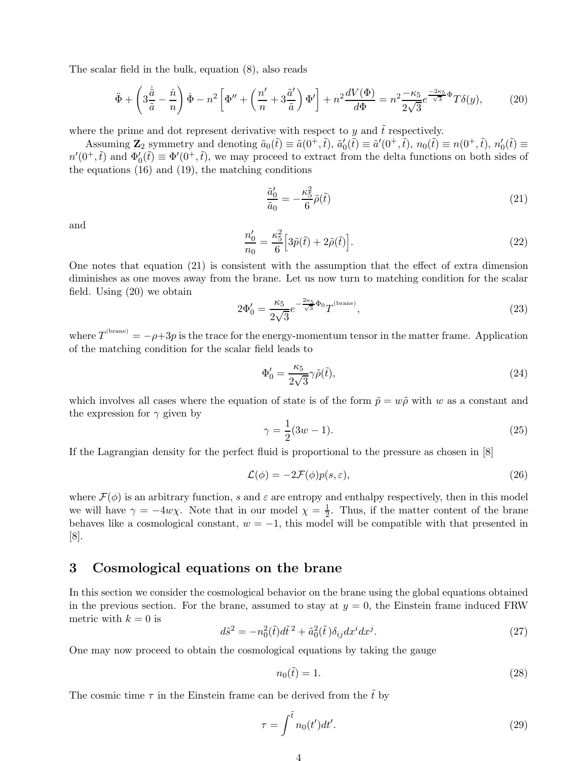The scalar field in the bulk, equation (8), also reads

$$\ddot{\Phi} + \left(3\frac{\dot{\tilde{a}}}{\tilde{a}} - \frac{\dot{n}}{n}\right)\dot{\Phi} - n^2\left[\Phi'' + \left(\frac{n'}{n} + 3\frac{\tilde{a}'}{\tilde{a}}\right)\Phi'\right] + n^2\frac{dV(\Phi)}{d\Phi} = n^2\frac{-\kappa_5}{2\sqrt{3}}e^{\frac{-2\kappa_5}{\sqrt{3}}\Phi}T\delta(y), \tag{20}$$

where the prime and dot represent derivative with respect to $y$ and $\tilde{t}$ respectively.

Assuming $\mathbf{Z}_2$ symmetry and denoting $\tilde{a}_0(\tilde{t}) \equiv \tilde{a}(0^+, \tilde{t})$, $\tilde{a}'_0(\tilde{t}) \equiv \tilde{a}'(0^+, \tilde{t})$, $n_0(\tilde{t}) \equiv n(0^+, \tilde{t})$, $n'_0(\tilde{t}) \equiv n'(0^+, \tilde{t})$ and $\Phi'_0(\tilde{t}) \equiv \Phi'(0^+, \tilde{t})$, we may proceed to extract from the delta functions on both sides of the equations (16) and (19), the matching conditions

$$\frac{\tilde{a}'_0}{\tilde{a}_0} = -\frac{\kappa_5^2}{6}\tilde{\rho}(\tilde{t}) \tag{21}$$

and

$$\frac{n'_0}{n_0} = \frac{\kappa_5^2}{6}\Big[3\tilde{p}(\tilde{t}) + 2\tilde{\rho}(\tilde{t})\Big]. \tag{22}$$

One notes that equation (21) is consistent with the assumption that the effect of extra dimension diminishes as one moves away from the brane. Let us now turn to matching condition for the scalar field. Using (20) we obtain

$$2\Phi'_0 = \frac{\kappa_5}{2\sqrt{3}}e^{-\frac{2\kappa_5}{\sqrt{3}}\Phi_0}T^{(\text{brane})}, \tag{23}$$

where $T^{(\text{brane})} = -\rho + 3p$ is the trace for the energy-momentum tensor in the matter frame. Application of the matching condition for the scalar field leads to

$$\Phi'_0 = \frac{\kappa_5}{2\sqrt{3}}\gamma\tilde{\rho}(\tilde{t}), \tag{24}$$

which involves all cases where the equation of state is of the form $\tilde{p} = w\tilde{\rho}$ with $w$ as a constant and the expression for $\gamma$ given by

$$\gamma = \frac{1}{2}(3w - 1). \tag{25}$$

If the Lagrangian density for the perfect fluid is proportional to the pressure as chosen in [8]

$$\mathcal{L}(\phi) = -2\mathcal{F}(\phi)p(s, \varepsilon), \tag{26}$$

where $\mathcal{F}(\phi)$ is an arbitrary function, $s$ and $\varepsilon$ are entropy and enthalpy respectively, then in this model we will have $\gamma = -4w\chi$. Note that in our model $\chi = \frac{1}{2}$. Thus, if the matter content of the brane behaves like a cosmological constant, $w = -1$, this model will be compatible with that presented in [8].

## 3 Cosmological equations on the brane

In this section we consider the cosmological behavior on the brane using the global equations obtained in the previous section. For the brane, assumed to stay at $y = 0$, the Einstein frame induced FRW metric with $k = 0$ is

$$d\tilde{s}^2 = -n_0^2(\tilde{t})d\tilde{t}^2 + \tilde{a}_0^2(\tilde{t})\delta_{ij}dx^i dx^j. \tag{27}$$

One may now proceed to obtain the cosmological equations by taking the gauge

$$n_0(\tilde{t}) = 1. \tag{28}$$

The cosmic time $\tau$ in the Einstein frame can be derived from the $\tilde{t}$ by

$$\tau = \int^{\tilde{t}} n_0(t')dt'. \tag{29}$$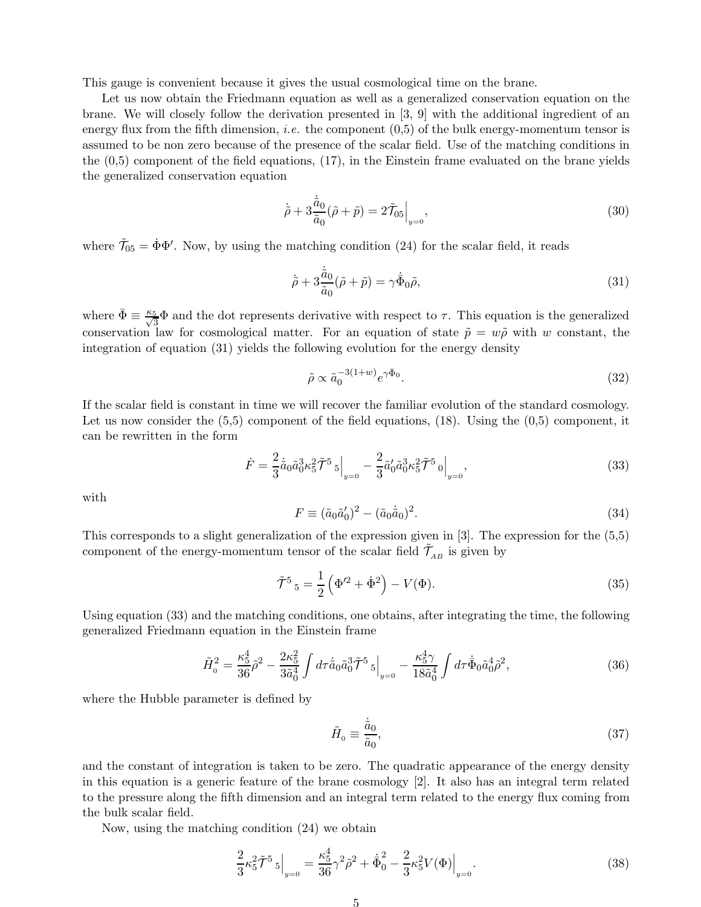This gauge is convenient because it gives the usual cosmological time on the brane.

Let us now obtain the Friedmann equation as well as a generalized conservation equation on the brane. We will closely follow the derivation presented in [3, 9] with the additional ingredient of an energy flux from the fifth dimension, *i.e.* the component (0,5) of the bulk energy-momentum tensor is assumed to be non zero because of the presence of the scalar field. Use of the matching conditions in the (0,5) component of the field equations, (17), in the Einstein frame evaluated on the brane yields the generalized conservation equation

$$\dot{\tilde{\rho}} + 3\frac{\dot{\tilde{a}}_0}{\tilde{a}_0}(\tilde{\rho} + \tilde{p}) = 2\tilde{\mathcal{T}}_{05}\Big|_{y=0}, \tag{30}$$

where $\tilde{\mathcal{T}}_{05} = \dot{\Phi}\Phi'$. Now, by using the matching condition (24) for the scalar field, it reads

$$\dot{\tilde{\rho}} + 3\frac{\dot{\tilde{a}}_0}{\tilde{a}_0}(\tilde{\rho} + \tilde{p}) = \gamma\dot{\bar{\Phi}}_0\tilde{\rho}, \tag{31}$$

where $\bar{\Phi} \equiv \frac{\kappa_5}{\sqrt{3}}\Phi$ and the dot represents derivative with respect to $\tau$. This equation is the generalized conservation law for cosmological matter. For an equation of state $\tilde{p} = w\tilde{\rho}$ with $w$ constant, the integration of equation (31) yields the following evolution for the energy density

$$\tilde{\rho} \propto \tilde{a}_0^{-3(1+w)} e^{\gamma\bar{\Phi}_0}. \tag{32}$$

If the scalar field is constant in time we will recover the familiar evolution of the standard cosmology. Let us now consider the (5,5) component of the field equations, (18). Using the (0,5) component, it can be rewritten in the form

$$\dot{F} = \frac{2}{3}\dot{\tilde{a}}_0\tilde{a}_0^3\kappa_5^2\tilde{\mathcal{T}}^5{}_5\Big|_{y=0} - \frac{2}{3}\tilde{a}_0'\tilde{a}_0^3\kappa_5^2\tilde{\mathcal{T}}^5{}_0\Big|_{y=0}, \tag{33}$$

with

$$F \equiv (\tilde{a}_0\tilde{a}_0')^2 - (\tilde{a}_0\dot{\tilde{a}}_0)^2. \tag{34}$$

This corresponds to a slight generalization of the expression given in [3]. The expression for the (5,5) component of the energy-momentum tensor of the scalar field $\tilde{\mathcal{T}}_{AB}$ is given by

$$\tilde{\mathcal{T}}^5{}_5 = \frac{1}{2}\left(\Phi'^2 + \dot{\Phi}^2\right) - V(\Phi). \tag{35}$$

Using equation (33) and the matching conditions, one obtains, after integrating the time, the following generalized Friedmann equation in the Einstein frame

$$\tilde{H}_0^2 = \frac{\kappa_5^4}{36}\tilde{\rho}^2 - \frac{2\kappa_5^2}{3\tilde{a}_0^4}\int d\tau\,\dot{\tilde{a}}_0\tilde{a}_0^3\tilde{\mathcal{T}}^5{}_5\Big|_{y=0} - \frac{\kappa_5^4\gamma}{18\tilde{a}_0^4}\int d\tau\,\dot{\bar{\Phi}}_0\tilde{a}_0^4\tilde{\rho}^2, \tag{36}$$

where the Hubble parameter is defined by

$$\tilde{H}_0 \equiv \frac{\dot{\tilde{a}}_0}{\tilde{a}_0}, \tag{37}$$

and the constant of integration is taken to be zero. The quadratic appearance of the energy density in this equation is a generic feature of the brane cosmology [2]. It also has an integral term related to the pressure along the fifth dimension and an integral term related to the energy flux coming from the bulk scalar field.

Now, using the matching condition (24) we obtain

$$\frac{2}{3}\kappa_5^2\tilde{\mathcal{T}}^5{}_5\Big|_{y=0} = \frac{\kappa_5^4}{36}\gamma^2\tilde{\rho}^2 + \dot{\bar{\Phi}}_0^2 - \frac{2}{3}\kappa_5^2 V(\Phi)\Big|_{y=0}. \tag{38}$$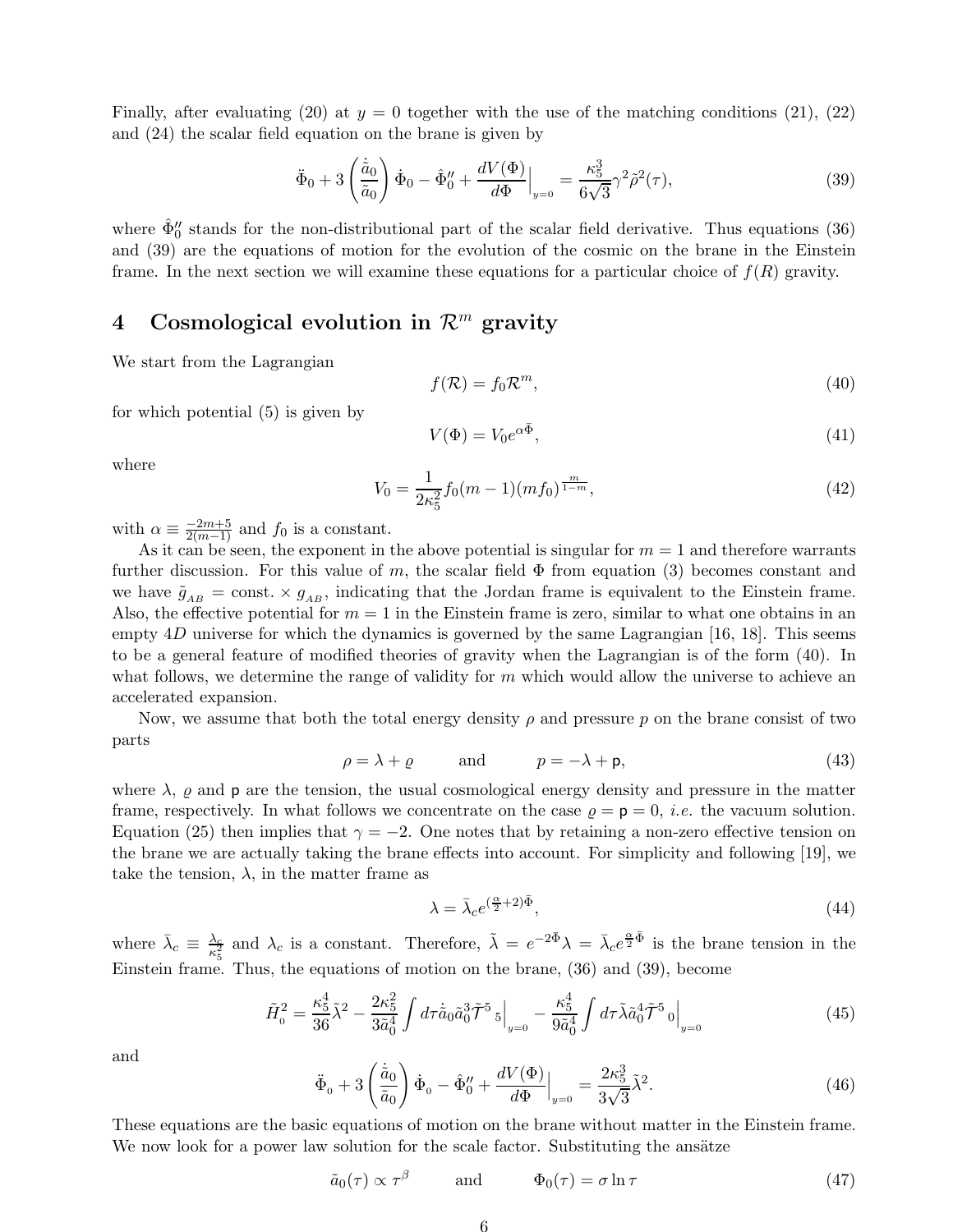Finally, after evaluating (20) at $y = 0$ together with the use of the matching conditions (21), (22) and (24) the scalar field equation on the brane is given by

$$\ddot{\Phi}_0 + 3\left(\frac{\dot{\tilde{a}}_0}{\tilde{a}_0}\right)\dot{\Phi}_0 - \hat{\Phi}_0'' + \frac{dV(\Phi)}{d\Phi}\Big|_{y=0} = \frac{\kappa_5^3}{6\sqrt{3}}\gamma^2\tilde{\rho}^2(\tau), \tag{39}$$

where $\hat{\Phi}_0''$ stands for the non-distributional part of the scalar field derivative. Thus equations (36) and (39) are the equations of motion for the evolution of the cosmic on the brane in the Einstein frame. In the next section we will examine these equations for a particular choice of $f(R)$ gravity.

## 4 Cosmological evolution in $\mathcal{R}^m$ gravity

We start from the Lagrangian

$$f(\mathcal{R}) = f_0\mathcal{R}^m, \tag{40}$$

for which potential (5) is given by

$$V(\Phi) = V_0 e^{\alpha\bar{\Phi}}, \tag{41}$$

where

$$V_0 = \frac{1}{2\kappa_5^2}f_0(m-1)(mf_0)^{\frac{m}{1-m}}, \tag{42}$$

with $\alpha \equiv \frac{-2m+5}{2(m-1)}$ and $f_0$ is a constant.

As it can be seen, the exponent in the above potential is singular for $m = 1$ and therefore warrants further discussion. For this value of $m$, the scalar field $\Phi$ from equation (3) becomes constant and we have $\tilde{g}_{AB} = \text{const.} \times g_{AB}$, indicating that the Jordan frame is equivalent to the Einstein frame. Also, the effective potential for $m = 1$ in the Einstein frame is zero, similar to what one obtains in an empty $4D$ universe for which the dynamics is governed by the same Lagrangian [16, 18]. This seems to be a general feature of modified theories of gravity when the Lagrangian is of the form (40). In what follows, we determine the range of validity for $m$ which would allow the universe to achieve an accelerated expansion.

Now, we assume that both the total energy density $\rho$ and pressure $p$ on the brane consist of two parts

$$\rho = \lambda + \varrho \qquad \text{and} \qquad p = -\lambda + \mathsf{p}, \tag{43}$$

where $\lambda$, $\varrho$ and $\mathsf{p}$ are the tension, the usual cosmological energy density and pressure in the matter frame, respectively. In what follows we concentrate on the case $\varrho = \mathsf{p} = 0$, *i.e.* the vacuum solution. Equation (25) then implies that $\gamma = -2$. One notes that by retaining a non-zero effective tension on the brane we are actually taking the brane effects into account. For simplicity and following [19], we take the tension, $\lambda$, in the matter frame as

$$\lambda = \bar{\lambda}_c e^{(\frac{\alpha}{2}+2)\bar{\Phi}}, \tag{44}$$

where $\bar{\lambda}_c \equiv \frac{\lambda_c}{\kappa_5^2}$ and $\lambda_c$ is a constant. Therefore, $\tilde{\lambda} = e^{-2\Phi}\lambda = \bar{\lambda}_c e^{\frac{\alpha}{2}\bar{\Phi}}$ is the brane tension in the Einstein frame. Thus, the equations of motion on the brane, (36) and (39), become

$$\tilde{H}_0^2 = \frac{\kappa_5^4}{36}\tilde{\lambda}^2 - \frac{2\kappa_5^2}{3\tilde{a}_0^4}\int d\tau\dot{\tilde{a}}_0\tilde{a}_0^3\tilde{\mathcal{T}}^5{}_5\Big|_{y=0} - \frac{\kappa_5^4}{9\tilde{a}_0^4}\int d\tau\tilde{\lambda}\tilde{a}_0^4\tilde{\mathcal{T}}^5{}_0\Big|_{y=0} \tag{45}$$

and

$$\ddot{\Phi}_0 + 3\left(\frac{\dot{\tilde{a}}_0}{\tilde{a}_0}\right)\dot{\Phi}_0 - \hat{\Phi}_0'' + \frac{dV(\Phi)}{d\Phi}\Big|_{y=0} = \frac{2\kappa_5^3}{3\sqrt{3}}\tilde{\lambda}^2. \tag{46}$$

These equations are the basic equations of motion on the brane without matter in the Einstein frame. We now look for a power law solution for the scale factor. Substituting the ansätze

$$\tilde{a}_0(\tau) \propto \tau^\beta \qquad \text{and} \qquad \Phi_0(\tau) = \sigma\ln\tau \tag{47}$$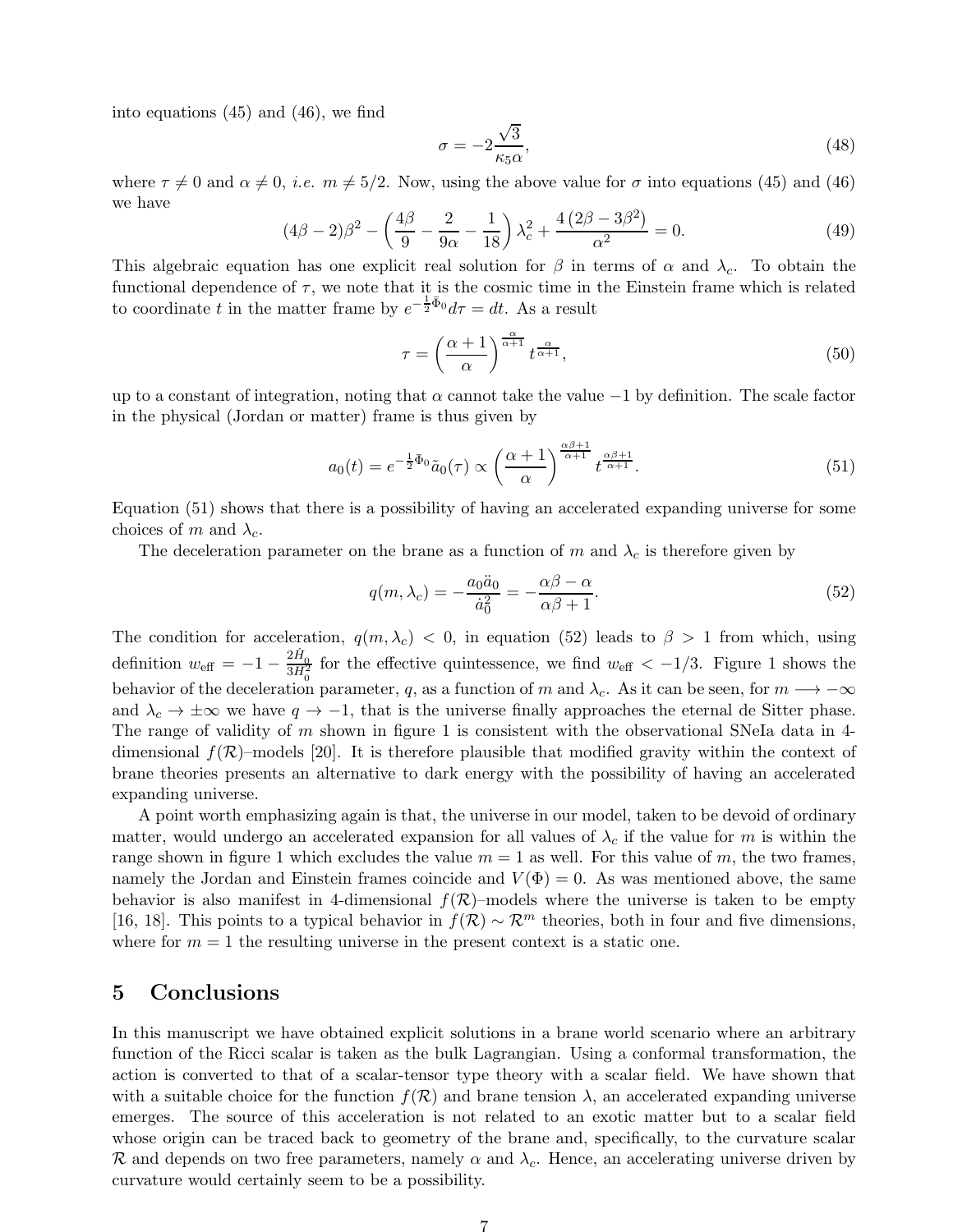into equations (45) and (46), we find

$$\sigma = -2\frac{\sqrt{3}}{\kappa_5 \alpha}, \tag{48}$$

where $\tau \neq 0$ and $\alpha \neq 0$, *i.e.* $m \neq 5/2$. Now, using the above value for $\sigma$ into equations (45) and (46) we have

$$(4\beta - 2)\beta^2 - \left(\frac{4\beta}{9} - \frac{2}{9\alpha} - \frac{1}{18}\right)\lambda_c^2 + \frac{4\left(2\beta - 3\beta^2\right)}{\alpha^2} = 0. \tag{49}$$

This algebraic equation has one explicit real solution for $\beta$ in terms of $\alpha$ and $\lambda_c$. To obtain the functional dependence of $\tau$, we note that it is the cosmic time in the Einstein frame which is related to coordinate $t$ in the matter frame by $e^{-\frac{1}{2}\bar{\Phi}_0}d\tau = dt$. As a result

$$\tau = \left(\frac{\alpha+1}{\alpha}\right)^{\frac{\alpha}{\alpha+1}} t^{\frac{\alpha}{\alpha+1}}, \tag{50}$$

up to a constant of integration, noting that $\alpha$ cannot take the value $-1$ by definition. The scale factor in the physical (Jordan or matter) frame is thus given by

$$a_0(t) = e^{-\frac{1}{2}\bar{\Phi}_0}\tilde{a}_0(\tau) \propto \left(\frac{\alpha+1}{\alpha}\right)^{\frac{\alpha\beta+1}{\alpha+1}} t^{\frac{\alpha\beta+1}{\alpha+1}}. \tag{51}$$

Equation (51) shows that there is a possibility of having an accelerated expanding universe for some choices of $m$ and $\lambda_c$.

The deceleration parameter on the brane as a function of $m$ and $\lambda_c$ is therefore given by

$$q(m, \lambda_c) = -\frac{a_0 \ddot{a}_0}{\dot{a}_0^2} = -\frac{\alpha\beta - \alpha}{\alpha\beta + 1}. \tag{52}$$

The condition for acceleration, $q(m, \lambda_c) < 0$, in equation (52) leads to $\beta > 1$ from which, using definition $w_{\text{eff}} = -1 - \frac{2\dot{H}_0}{3H_0^2}$ for the effective quintessence, we find $w_{\text{eff}} < -1/3$. Figure 1 shows the behavior of the deceleration parameter, $q$, as a function of $m$ and $\lambda_c$. As it can be seen, for $m \longrightarrow -\infty$ and $\lambda_c \to \pm\infty$ we have $q \to -1$, that is the universe finally approaches the eternal de Sitter phase. The range of validity of $m$ shown in figure 1 is consistent with the observational SNeIa data in 4-dimensional $f(\mathcal{R})$–models [20]. It is therefore plausible that modified gravity within the context of brane theories presents an alternative to dark energy with the possibility of having an accelerated expanding universe.

A point worth emphasizing again is that, the universe in our model, taken to be devoid of ordinary matter, would undergo an accelerated expansion for all values of $\lambda_c$ if the value for $m$ is within the range shown in figure 1 which excludes the value $m = 1$ as well. For this value of $m$, the two frames, namely the Jordan and Einstein frames coincide and $V(\Phi) = 0$. As was mentioned above, the same behavior is also manifest in 4-dimensional $f(\mathcal{R})$–models where the universe is taken to be empty [16, 18]. This points to a typical behavior in $f(\mathcal{R}) \sim \mathcal{R}^m$ theories, both in four and five dimensions, where for $m = 1$ the resulting universe in the present context is a static one.

## 5 Conclusions

In this manuscript we have obtained explicit solutions in a brane world scenario where an arbitrary function of the Ricci scalar is taken as the bulk Lagrangian. Using a conformal transformation, the action is converted to that of a scalar-tensor type theory with a scalar field. We have shown that with a suitable choice for the function $f(\mathcal{R})$ and brane tension $\lambda$, an accelerated expanding universe emerges. The source of this acceleration is not related to an exotic matter but to a scalar field whose origin can be traced back to geometry of the brane and, specifically, to the curvature scalar $\mathcal{R}$ and depends on two free parameters, namely $\alpha$ and $\lambda_c$. Hence, an accelerating universe driven by curvature would certainly seem to be a possibility.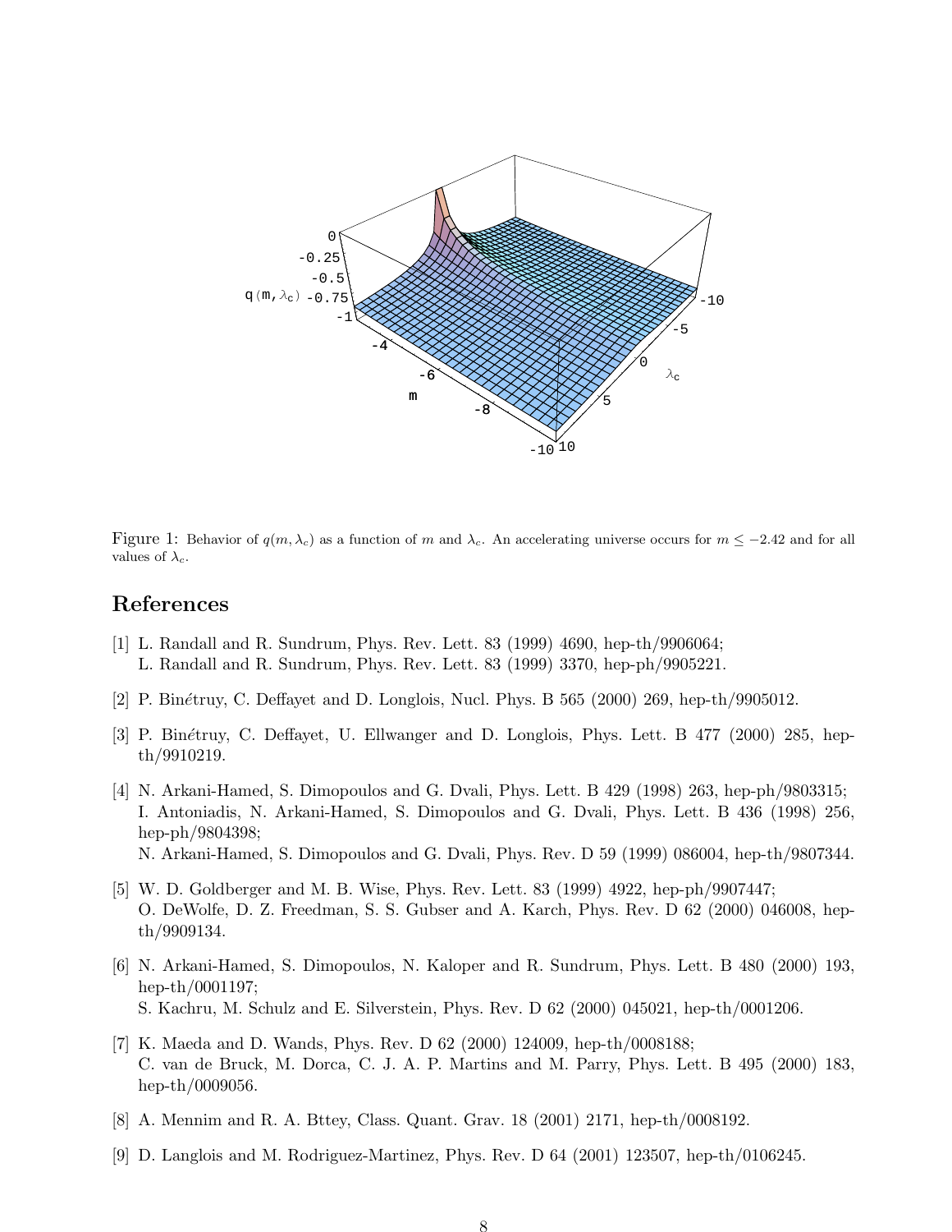Figure 1: Behavior of $q(m, \lambda_c)$ as a function of $m$ and $\lambda_c$. An accelerating universe occurs for $m \leq -2.42$ and for all values of $\lambda_c$.

## References

[1] L. Randall and R. Sundrum, Phys. Rev. Lett. 83 (1999) 4690, hep-th/9906064;
L. Randall and R. Sundrum, Phys. Rev. Lett. 83 (1999) 3370, hep-ph/9905221.

[2] P. Binétruy, C. Deffayet and D. Longlois, Nucl. Phys. B 565 (2000) 269, hep-th/9905012.

[3] P. Binétruy, C. Deffayet, U. Ellwanger and D. Longlois, Phys. Lett. B 477 (2000) 285, hep-th/9910219.

[4] N. Arkani-Hamed, S. Dimopoulos and G. Dvali, Phys. Lett. B 429 (1998) 263, hep-ph/9803315;
I. Antoniadis, N. Arkani-Hamed, S. Dimopoulos and G. Dvali, Phys. Lett. B 436 (1998) 256, hep-ph/9804398;
N. Arkani-Hamed, S. Dimopoulos and G. Dvali, Phys. Rev. D 59 (1999) 086004, hep-th/9807344.

[5] W. D. Goldberger and M. B. Wise, Phys. Rev. Lett. 83 (1999) 4922, hep-ph/9907447;
O. DeWolfe, D. Z. Freedman, S. S. Gubser and A. Karch, Phys. Rev. D 62 (2000) 046008, hep-th/9909134.

[6] N. Arkani-Hamed, S. Dimopoulos, N. Kaloper and R. Sundrum, Phys. Lett. B 480 (2000) 193, hep-th/0001197;
S. Kachru, M. Schulz and E. Silverstein, Phys. Rev. D 62 (2000) 045021, hep-th/0001206.

[7] K. Maeda and D. Wands, Phys. Rev. D 62 (2000) 124009, hep-th/0008188;
C. van de Bruck, M. Dorca, C. J. A. P. Martins and M. Parry, Phys. Lett. B 495 (2000) 183, hep-th/0009056.

[8] A. Mennim and R. A. Bttey, Class. Quant. Grav. 18 (2001) 2171, hep-th/0008192.

[9] D. Langlois and M. Rodriguez-Martinez, Phys. Rev. D 64 (2001) 123507, hep-th/0106245.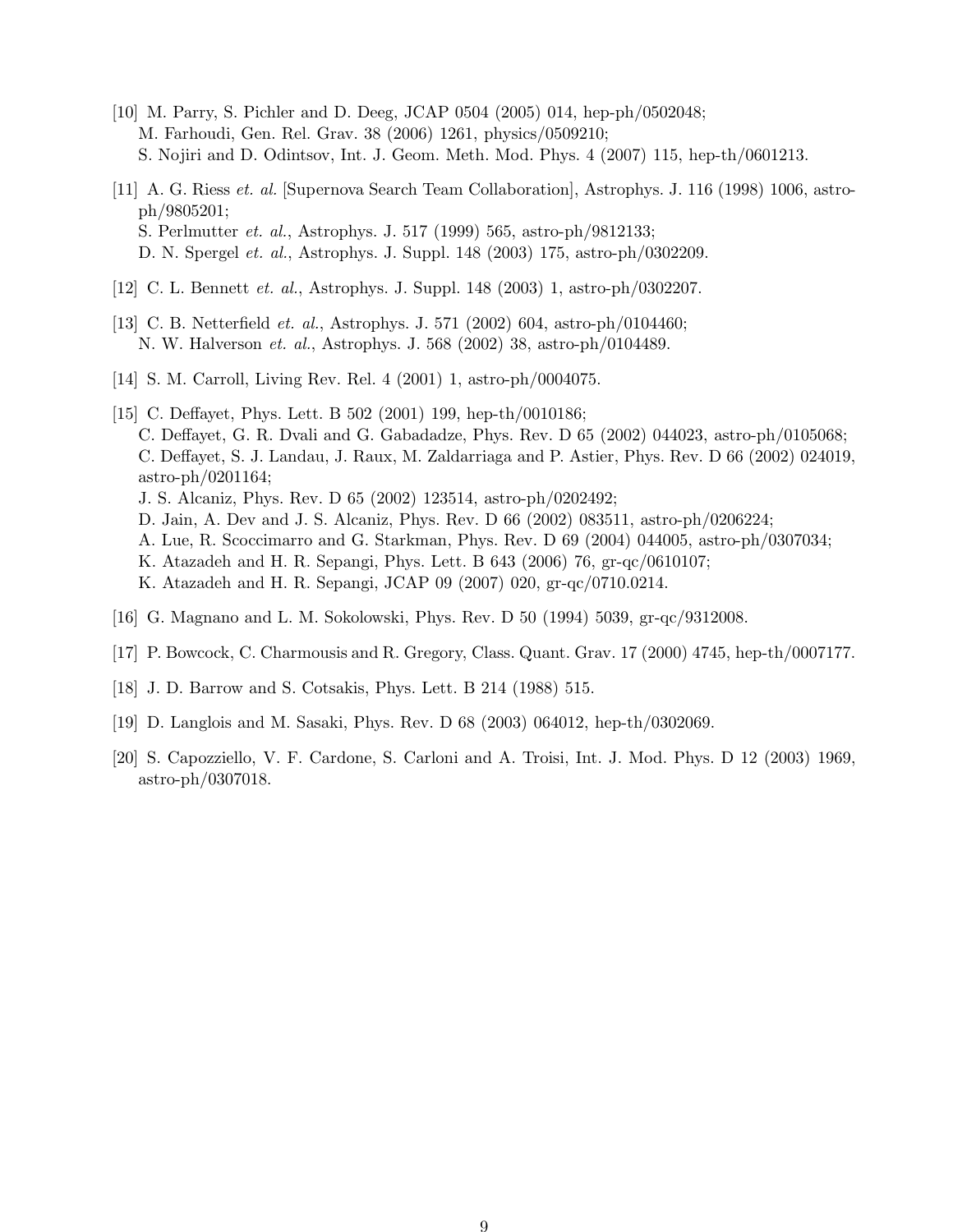[10] M. Parry, S. Pichler and D. Deeg, JCAP 0504 (2005) 014, hep-ph/0502048;
M. Farhoudi, Gen. Rel. Grav. 38 (2006) 1261, physics/0509210;
S. Nojiri and D. Odintsov, Int. J. Geom. Meth. Mod. Phys. 4 (2007) 115, hep-th/0601213.

[11] A. G. Riess *et. al.* [Supernova Search Team Collaboration], Astrophys. J. 116 (1998) 1006, astro-ph/9805201;
S. Perlmutter *et. al.*, Astrophys. J. 517 (1999) 565, astro-ph/9812133;
D. N. Spergel *et. al.*, Astrophys. J. Suppl. 148 (2003) 175, astro-ph/0302209.

[12] C. L. Bennett *et. al.*, Astrophys. J. Suppl. 148 (2003) 1, astro-ph/0302207.

[13] C. B. Netterfield *et. al.*, Astrophys. J. 571 (2002) 604, astro-ph/0104460;
N. W. Halverson *et. al.*, Astrophys. J. 568 (2002) 38, astro-ph/0104489.

[14] S. M. Carroll, Living Rev. Rel. 4 (2001) 1, astro-ph/0004075.

[15] C. Deffayet, Phys. Lett. B 502 (2001) 199, hep-th/0010186;
C. Deffayet, G. R. Dvali and G. Gabadadze, Phys. Rev. D 65 (2002) 044023, astro-ph/0105068;
C. Deffayet, S. J. Landau, J. Raux, M. Zaldarriaga and P. Astier, Phys. Rev. D 66 (2002) 024019, astro-ph/0201164;
J. S. Alcaniz, Phys. Rev. D 65 (2002) 123514, astro-ph/0202492;
D. Jain, A. Dev and J. S. Alcaniz, Phys. Rev. D 66 (2002) 083511, astro-ph/0206224;
A. Lue, R. Scoccimarro and G. Starkman, Phys. Rev. D 69 (2004) 044005, astro-ph/0307034;
K. Atazadeh and H. R. Sepangi, Phys. Lett. B 643 (2006) 76, gr-qc/0610107;
K. Atazadeh and H. R. Sepangi, JCAP 09 (2007) 020, gr-qc/0710.0214.

[16] G. Magnano and L. M. Sokolowski, Phys. Rev. D 50 (1994) 5039, gr-qc/9312008.

[17] P. Bowcock, C. Charmousis and R. Gregory, Class. Quant. Grav. 17 (2000) 4745, hep-th/0007177.

[18] J. D. Barrow and S. Cotsakis, Phys. Lett. B 214 (1988) 515.

[19] D. Langlois and M. Sasaki, Phys. Rev. D 68 (2003) 064012, hep-th/0302069.

[20] S. Capozziello, V. F. Cardone, S. Carloni and A. Troisi, Int. J. Mod. Phys. D 12 (2003) 1969, astro-ph/0307018.